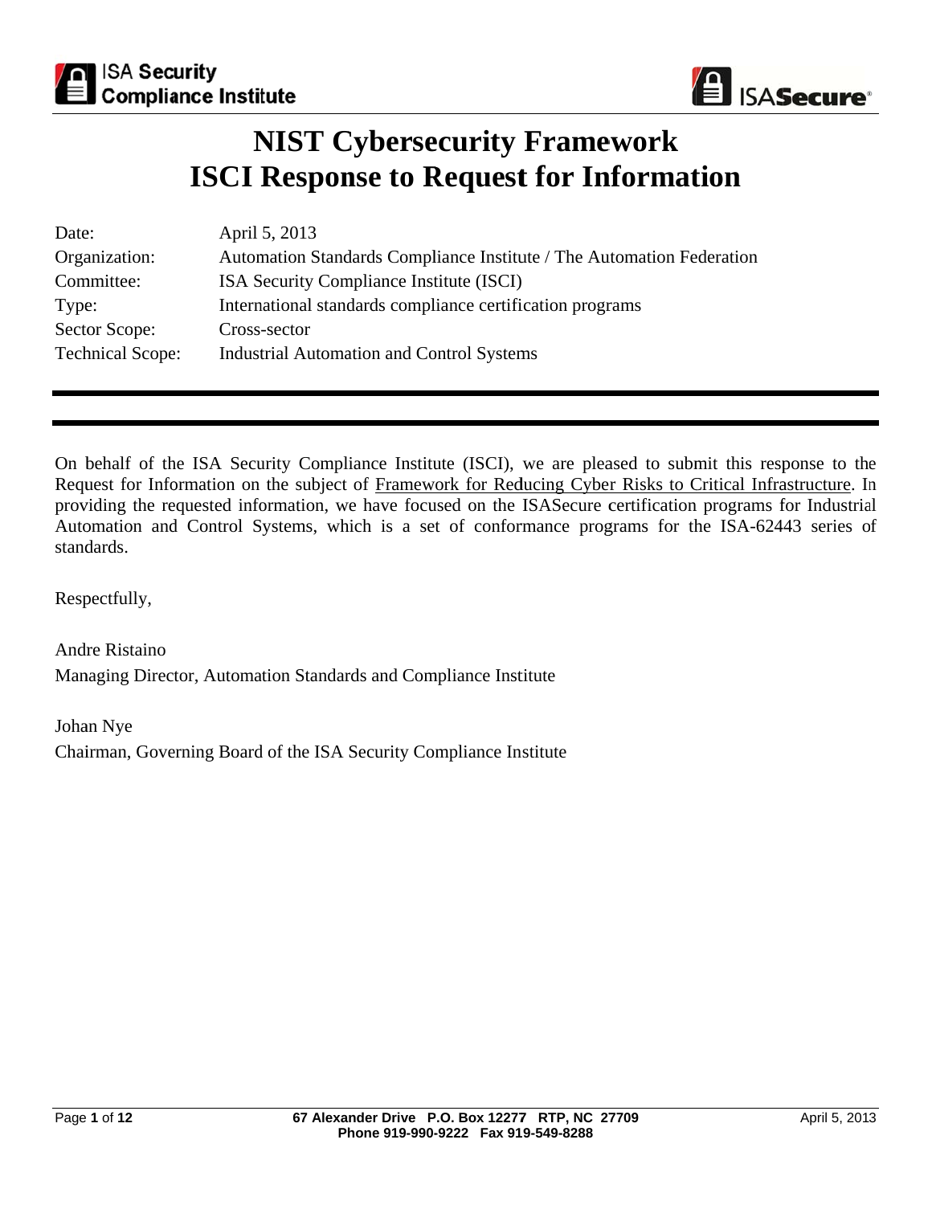# NIST Cybersecurity Framework
# ISCI Response to Request for Information

| | |
|---|---|
| Date: | April 5, 2013 |
| Organization: | Automation Standards Compliance Institute / The Automation Federation |
| Committee: | ISA Security Compliance Institute (ISCI) |
| Type: | International standards compliance certification programs |
| Sector Scope: | Cross-sector |
| Technical Scope: | Industrial Automation and Control Systems |

---

On behalf of the ISA Security Compliance Institute (ISCI), we are pleased to submit this response to the Request for Information on the subject of Framework for Reducing Cyber Risks to Critical Infrastructure. In providing the requested information, we have focused on the ISASecure certification programs for Industrial Automation and Control Systems, which is a set of conformance programs for the ISA-62443 series of standards.

Respectfully,

Andre Ristaino
Managing Director, Automation Standards and Compliance Institute

Johan Nye
Chairman, Governing Board of the ISA Security Compliance Institute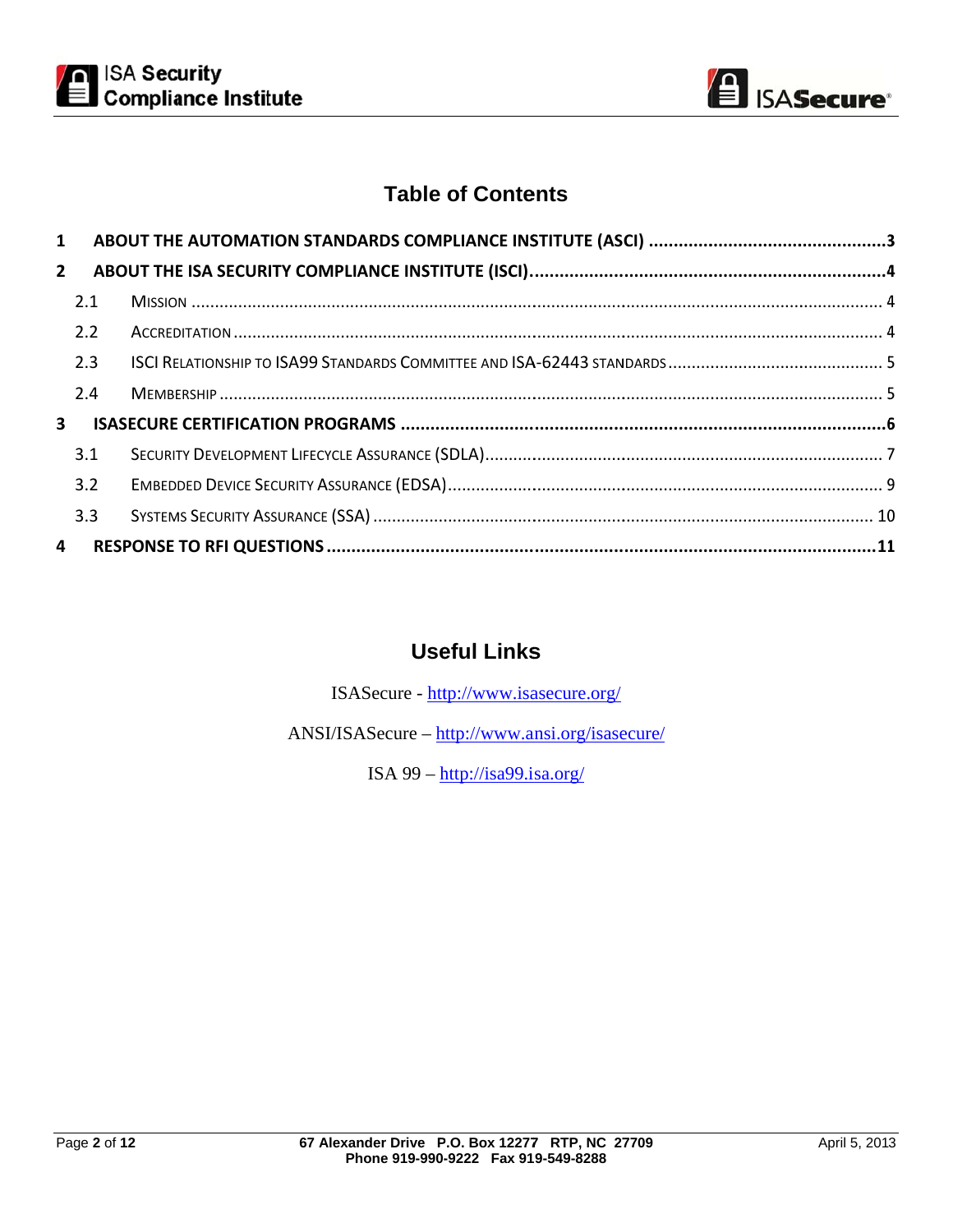## Table of Contents

1 ABOUT THE AUTOMATION STANDARDS COMPLIANCE INSTITUTE (ASCI) ....3

2 ABOUT THE ISA SECURITY COMPLIANCE INSTITUTE (ISCI)....4

- 2.1 MISSION .... 4
- 2.2 ACCREDITATION .... 4
- 2.3 ISCI RELATIONSHIP TO ISA99 STANDARDS COMMITTEE AND ISA-62443 STANDARDS .... 5
- 2.4 MEMBERSHIP .... 5

3 ISASECURE CERTIFICATION PROGRAMS ....6

- 3.1 SECURITY DEVELOPMENT LIFECYCLE ASSURANCE (SDLA).... 7
- 3.2 EMBEDDED DEVICE SECURITY ASSURANCE (EDSA).... 9
- 3.3 SYSTEMS SECURITY ASSURANCE (SSA) .... 10

4 RESPONSE TO RFI QUESTIONS ....11

## Useful Links

ISASecure - http://www.isasecure.org/

ANSI/ISASecure – http://www.ansi.org/isasecure/

ISA 99 – http://isa99.isa.org/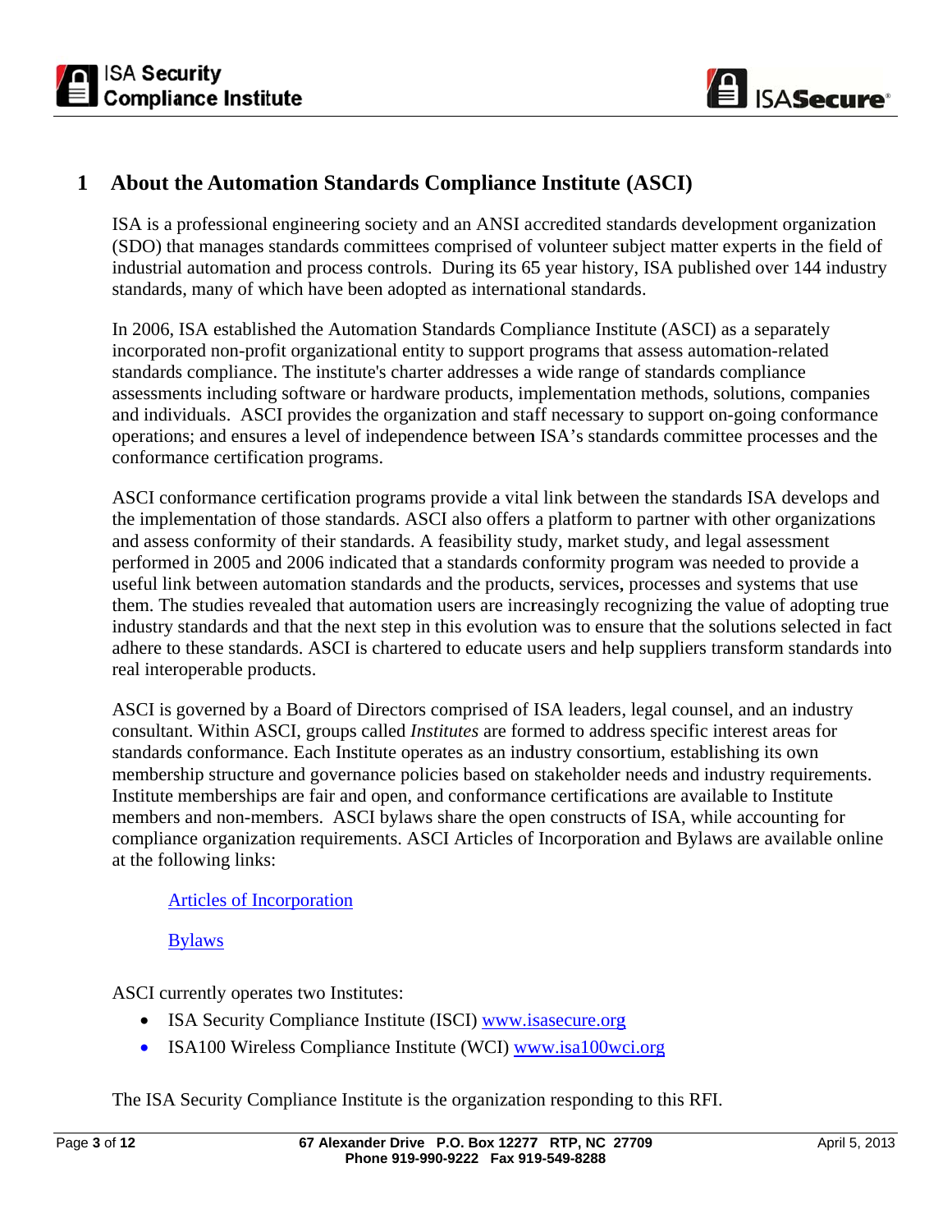# 1 About the Automation Standards Compliance Institute (ASCI)

ISA is a professional engineering society and an ANSI accredited standards development organization (SDO) that manages standards committees comprised of volunteer subject matter experts in the field of industrial automation and process controls. During its 65 year history, ISA published over 144 industry standards, many of which have been adopted as international standards.

In 2006, ISA established the Automation Standards Compliance Institute (ASCI) as a separately incorporated non-profit organizational entity to support programs that assess automation-related standards compliance. The institute's charter addresses a wide range of standards compliance assessments including software or hardware products, implementation methods, solutions, companies and individuals. ASCI provides the organization and staff necessary to support on-going conformance operations; and ensures a level of independence between ISA's standards committee processes and the conformance certification programs.

ASCI conformance certification programs provide a vital link between the standards ISA develops and the implementation of those standards. ASCI also offers a platform to partner with other organizations and assess conformity of their standards. A feasibility study, market study, and legal assessment performed in 2005 and 2006 indicated that a standards conformity program was needed to provide a useful link between automation standards and the products, services, processes and systems that use them. The studies revealed that automation users are increasingly recognizing the value of adopting true industry standards and that the next step in this evolution was to ensure that the solutions selected in fact adhere to these standards. ASCI is chartered to educate users and help suppliers transform standards into real interoperable products.

ASCI is governed by a Board of Directors comprised of ISA leaders, legal counsel, and an industry consultant. Within ASCI, groups called *Institutes* are formed to address specific interest areas for standards conformance. Each Institute operates as an industry consortium, establishing its own membership structure and governance policies based on stakeholder needs and industry requirements. Institute memberships are fair and open, and conformance certifications are available to Institute members and non-members. ASCI bylaws share the open constructs of ISA, while accounting for compliance organization requirements. ASCI Articles of Incorporation and Bylaws are available online at the following links:

Articles of Incorporation

Bylaws

ASCI currently operates two Institutes:

- ISA Security Compliance Institute (ISCI) www.isasecure.org
- ISA100 Wireless Compliance Institute (WCI) www.isa100wci.org

The ISA Security Compliance Institute is the organization responding to this RFI.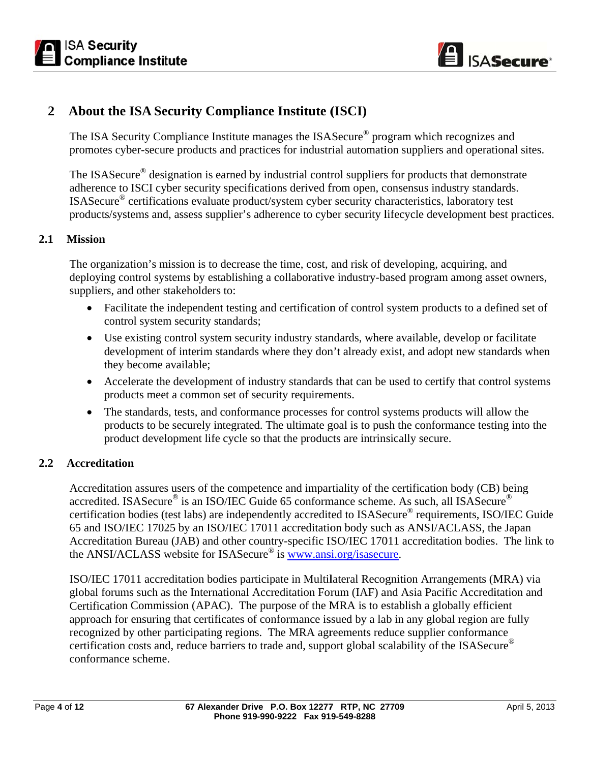# 2 About the ISA Security Compliance Institute (ISCI)

The ISA Security Compliance Institute manages the ISASecure® program which recognizes and promotes cyber-secure products and practices for industrial automation suppliers and operational sites.

The ISASecure® designation is earned by industrial control suppliers for products that demonstrate adherence to ISCI cyber security specifications derived from open, consensus industry standards. ISASecure® certifications evaluate product/system cyber security characteristics, laboratory test products/systems and, assess supplier's adherence to cyber security lifecycle development best practices.

## 2.1 Mission

The organization's mission is to decrease the time, cost, and risk of developing, acquiring, and deploying control systems by establishing a collaborative industry-based program among asset owners, suppliers, and other stakeholders to:

- Facilitate the independent testing and certification of control system products to a defined set of control system security standards;
- Use existing control system security industry standards, where available, develop or facilitate development of interim standards where they don't already exist, and adopt new standards when they become available;
- Accelerate the development of industry standards that can be used to certify that control systems products meet a common set of security requirements.
- The standards, tests, and conformance processes for control systems products will allow the products to be securely integrated. The ultimate goal is to push the conformance testing into the product development life cycle so that the products are intrinsically secure.

## 2.2 Accreditation

Accreditation assures users of the competence and impartiality of the certification body (CB) being accredited. ISASecure® is an ISO/IEC Guide 65 conformance scheme. As such, all ISASecure® certification bodies (test labs) are independently accredited to ISASecure® requirements, ISO/IEC Guide 65 and ISO/IEC 17025 by an ISO/IEC 17011 accreditation body such as ANSI/ACLASS, the Japan Accreditation Bureau (JAB) and other country-specific ISO/IEC 17011 accreditation bodies. The link to the ANSI/ACLASS website for ISASecure® is [www.ansi.org/isasecure](http://www.ansi.org/isasecure).

ISO/IEC 17011 accreditation bodies participate in Multilateral Recognition Arrangements (MRA) via global forums such as the International Accreditation Forum (IAF) and Asia Pacific Accreditation and Certification Commission (APAC). The purpose of the MRA is to establish a globally efficient approach for ensuring that certificates of conformance issued by a lab in any global region are fully recognized by other participating regions. The MRA agreements reduce supplier conformance certification costs and, reduce barriers to trade and, support global scalability of the ISASecure® conformance scheme.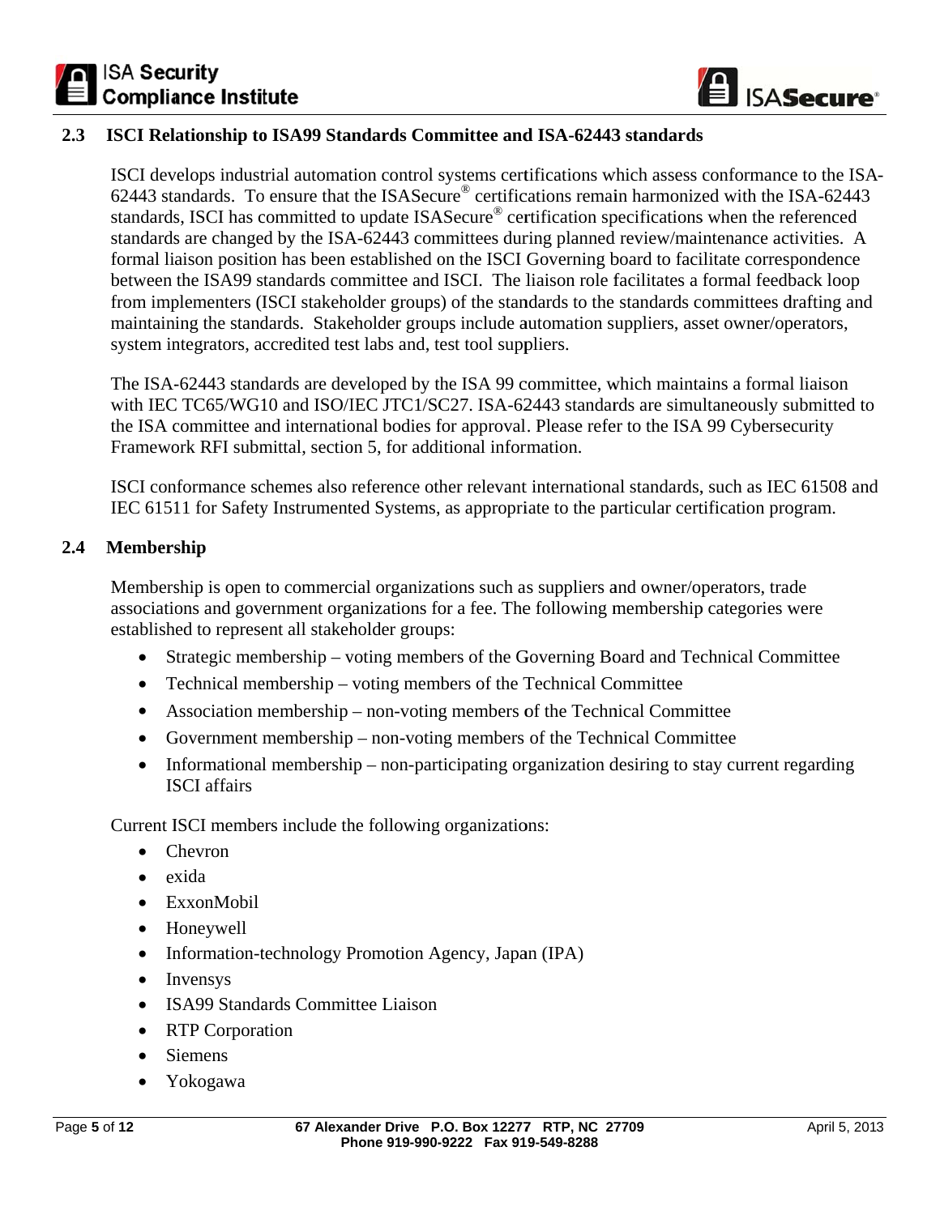## 2.3 ISCI Relationship to ISA99 Standards Committee and ISA-62443 standards

ISCI develops industrial automation control systems certifications which assess conformance to the ISA-62443 standards. To ensure that the ISASecure® certifications remain harmonized with the ISA-62443 standards, ISCI has committed to update ISASecure® certification specifications when the referenced standards are changed by the ISA-62443 committees during planned review/maintenance activities. A formal liaison position has been established on the ISCI Governing board to facilitate correspondence between the ISA99 standards committee and ISCI. The liaison role facilitates a formal feedback loop from implementers (ISCI stakeholder groups) of the standards to the standards committees drafting and maintaining the standards. Stakeholder groups include automation suppliers, asset owner/operators, system integrators, accredited test labs and, test tool suppliers.

The ISA-62443 standards are developed by the ISA 99 committee, which maintains a formal liaison with IEC TC65/WG10 and ISO/IEC JTC1/SC27. ISA-62443 standards are simultaneously submitted to the ISA committee and international bodies for approval. Please refer to the ISA 99 Cybersecurity Framework RFI submittal, section 5, for additional information.

ISCI conformance schemes also reference other relevant international standards, such as IEC 61508 and IEC 61511 for Safety Instrumented Systems, as appropriate to the particular certification program.

## 2.4 Membership

Membership is open to commercial organizations such as suppliers and owner/operators, trade associations and government organizations for a fee. The following membership categories were established to represent all stakeholder groups:

- Strategic membership – voting members of the Governing Board and Technical Committee
- Technical membership – voting members of the Technical Committee
- Association membership – non-voting members of the Technical Committee
- Government membership – non-voting members of the Technical Committee
- Informational membership – non-participating organization desiring to stay current regarding ISCI affairs

Current ISCI members include the following organizations:

- Chevron
- exida
- ExxonMobil
- Honeywell
- Information-technology Promotion Agency, Japan (IPA)
- Invensys
- ISA99 Standards Committee Liaison
- RTP Corporation
- Siemens
- Yokogawa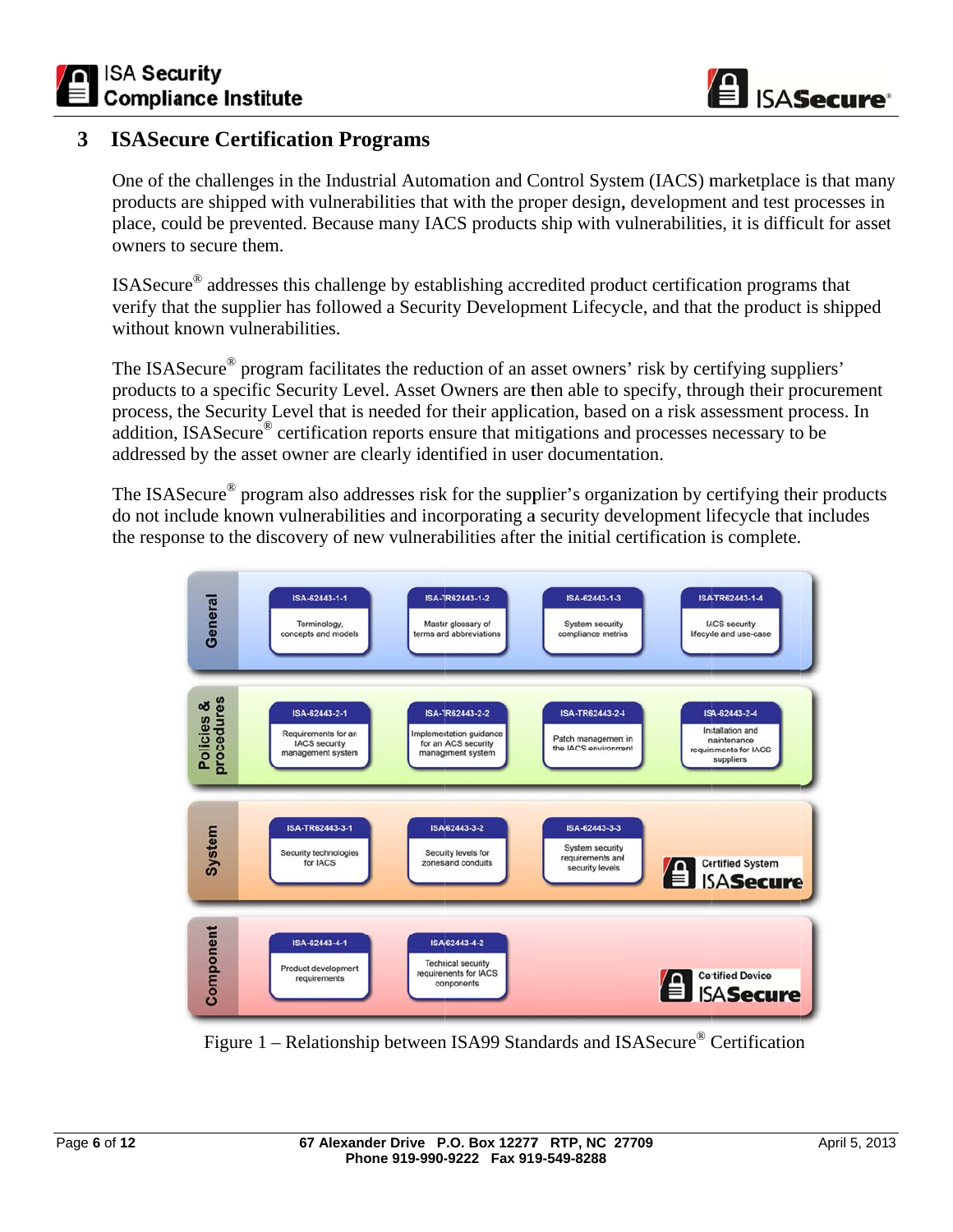# 3 ISASecure Certification Programs

One of the challenges in the Industrial Automation and Control System (IACS) marketplace is that many products are shipped with vulnerabilities that with the proper design, development and test processes in place, could be prevented. Because many IACS products ship with vulnerabilities, it is difficult for asset owners to secure them.

ISASecure® addresses this challenge by establishing accredited product certification programs that verify that the supplier has followed a Security Development Lifecycle, and that the product is shipped without known vulnerabilities.

The ISASecure® program facilitates the reduction of an asset owners' risk by certifying suppliers' products to a specific Security Level. Asset Owners are then able to specify, through their procurement process, the Security Level that is needed for their application, based on a risk assessment process. In addition, ISASecure® certification reports ensure that mitigations and processes necessary to be addressed by the asset owner are clearly identified in user documentation.

The ISASecure® program also addresses risk for the supplier's organization by certifying their products do not include known vulnerabilities and incorporating a security development lifecycle that includes the response to the discovery of new vulnerabilities after the initial certification is complete.

General
ISA-62443-1-1 Terminology, concepts and models
ISA-TR62443-1-2 Master glossary of terms and abbreviations
ISA-62443-1-3 System security compliance metrics
ISA-TR62443-1-4 IACS security lifecycle and use-case

Policies & procedures
ISA-62443-2-1 Requirements for an IACS security management system
ISA-TR62443-2-2 Implementation guidance for an IACS security management system
ISA-TR62443-2-3 Patch management in the IACS environment
ISA-62443-2-4 Installation and maintenance requirements for IACS suppliers

System
ISA-TR62443-3-1 Security technologies for IACS
ISA-62443-3-2 Security levels for zones and conduits
ISA-62443-3-3 System security requirements and security levels
Certified System ISASecure

Component
ISA-62443-4-1 Product development requirements
ISA-62443-4-2 Technical security requirements for IACS components
Certified Device ISASecure

Figure 1 – Relationship between ISA99 Standards and ISASecure® Certification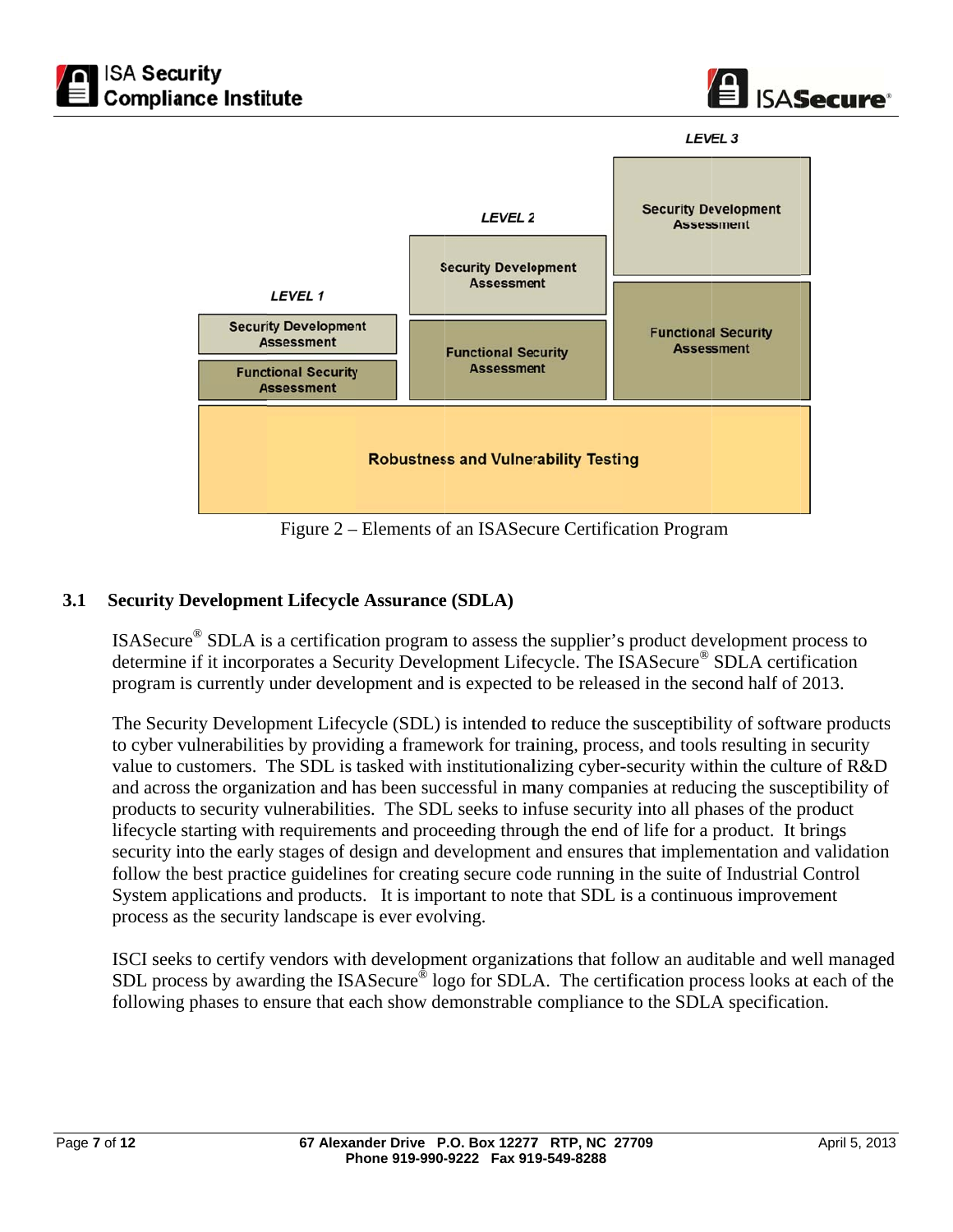LEVEL 3

Security Development Assessment

LEVEL 2

Security Development Assessment

LEVEL 1

Security Development Assessment

Functional Security Assessment

Functional Security Assessment

Functional Security Assessment

Robustness and Vulnerability Testing

Figure 2 – Elements of an ISASecure Certification Program

## 3.1 Security Development Lifecycle Assurance (SDLA)

ISASecure® SDLA is a certification program to assess the supplier's product development process to determine if it incorporates a Security Development Lifecycle. The ISASecure® SDLA certification program is currently under development and is expected to be released in the second half of 2013.

The Security Development Lifecycle (SDL) is intended to reduce the susceptibility of software products to cyber vulnerabilities by providing a framework for training, process, and tools resulting in security value to customers. The SDL is tasked with institutionalizing cyber-security within the culture of R&D and across the organization and has been successful in many companies at reducing the susceptibility of products to security vulnerabilities. The SDL seeks to infuse security into all phases of the product lifecycle starting with requirements and proceeding through the end of life for a product. It brings security into the early stages of design and development and ensures that implementation and validation follow the best practice guidelines for creating secure code running in the suite of Industrial Control System applications and products. It is important to note that SDL is a continuous improvement process as the security landscape is ever evolving.

ISCI seeks to certify vendors with development organizations that follow an auditable and well managed SDL process by awarding the ISASecure® logo for SDLA. The certification process looks at each of the following phases to ensure that each show demonstrable compliance to the SDLA specification.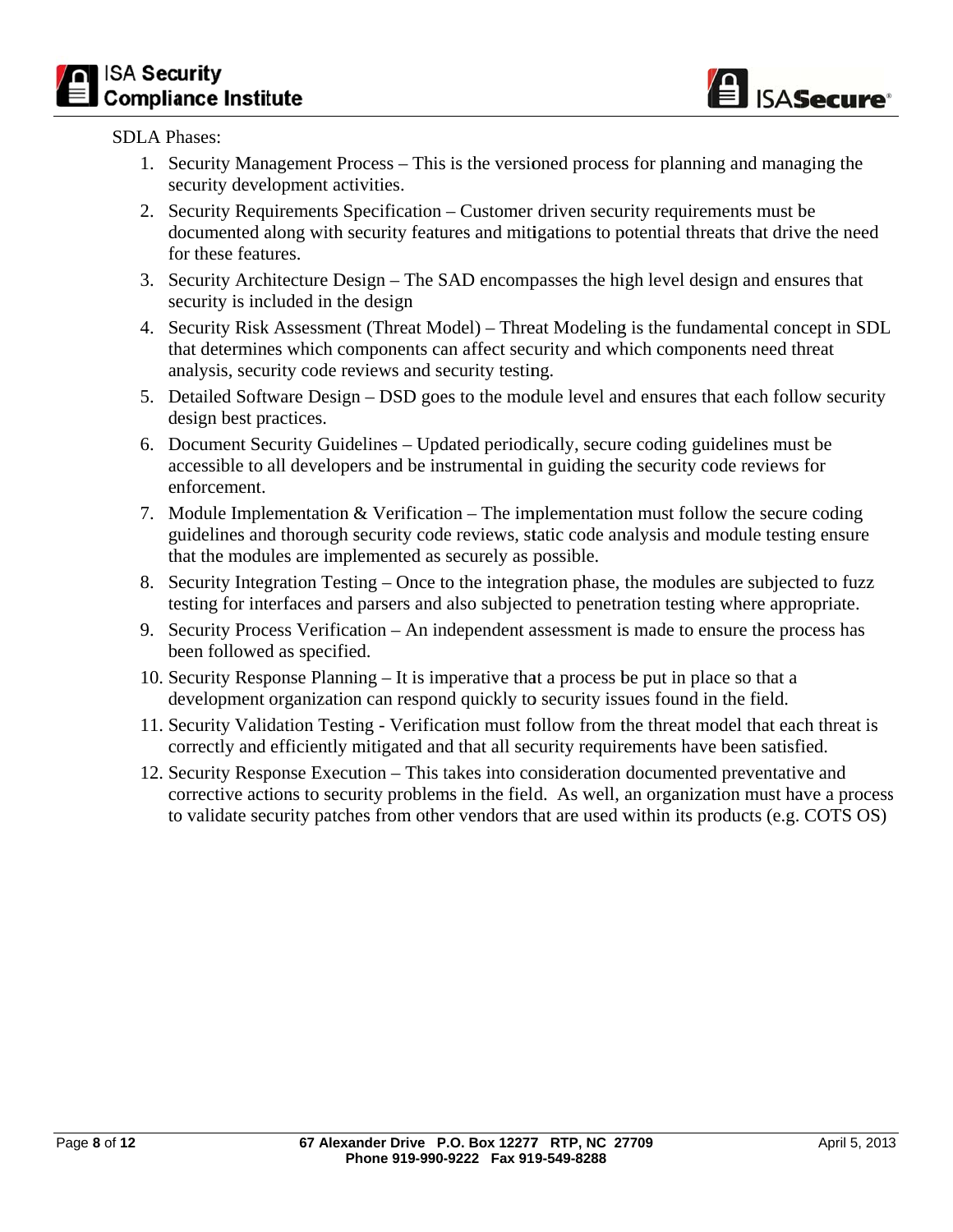SDLA Phases:

1. Security Management Process – This is the versioned process for planning and managing the security development activities.
2. Security Requirements Specification – Customer driven security requirements must be documented along with security features and mitigations to potential threats that drive the need for these features.
3. Security Architecture Design – The SAD encompasses the high level design and ensures that security is included in the design
4. Security Risk Assessment (Threat Model) – Threat Modeling is the fundamental concept in SDL that determines which components can affect security and which components need threat analysis, security code reviews and security testing.
5. Detailed Software Design – DSD goes to the module level and ensures that each follow security design best practices.
6. Document Security Guidelines – Updated periodically, secure coding guidelines must be accessible to all developers and be instrumental in guiding the security code reviews for enforcement.
7. Module Implementation & Verification – The implementation must follow the secure coding guidelines and thorough security code reviews, static code analysis and module testing ensure that the modules are implemented as securely as possible.
8. Security Integration Testing – Once to the integration phase, the modules are subjected to fuzz testing for interfaces and parsers and also subjected to penetration testing where appropriate.
9. Security Process Verification – An independent assessment is made to ensure the process has been followed as specified.
10. Security Response Planning – It is imperative that a process be put in place so that a development organization can respond quickly to security issues found in the field.
11. Security Validation Testing - Verification must follow from the threat model that each threat is correctly and efficiently mitigated and that all security requirements have been satisfied.
12. Security Response Execution – This takes into consideration documented preventative and corrective actions to security problems in the field. As well, an organization must have a process to validate security patches from other vendors that are used within its products (e.g. COTS OS)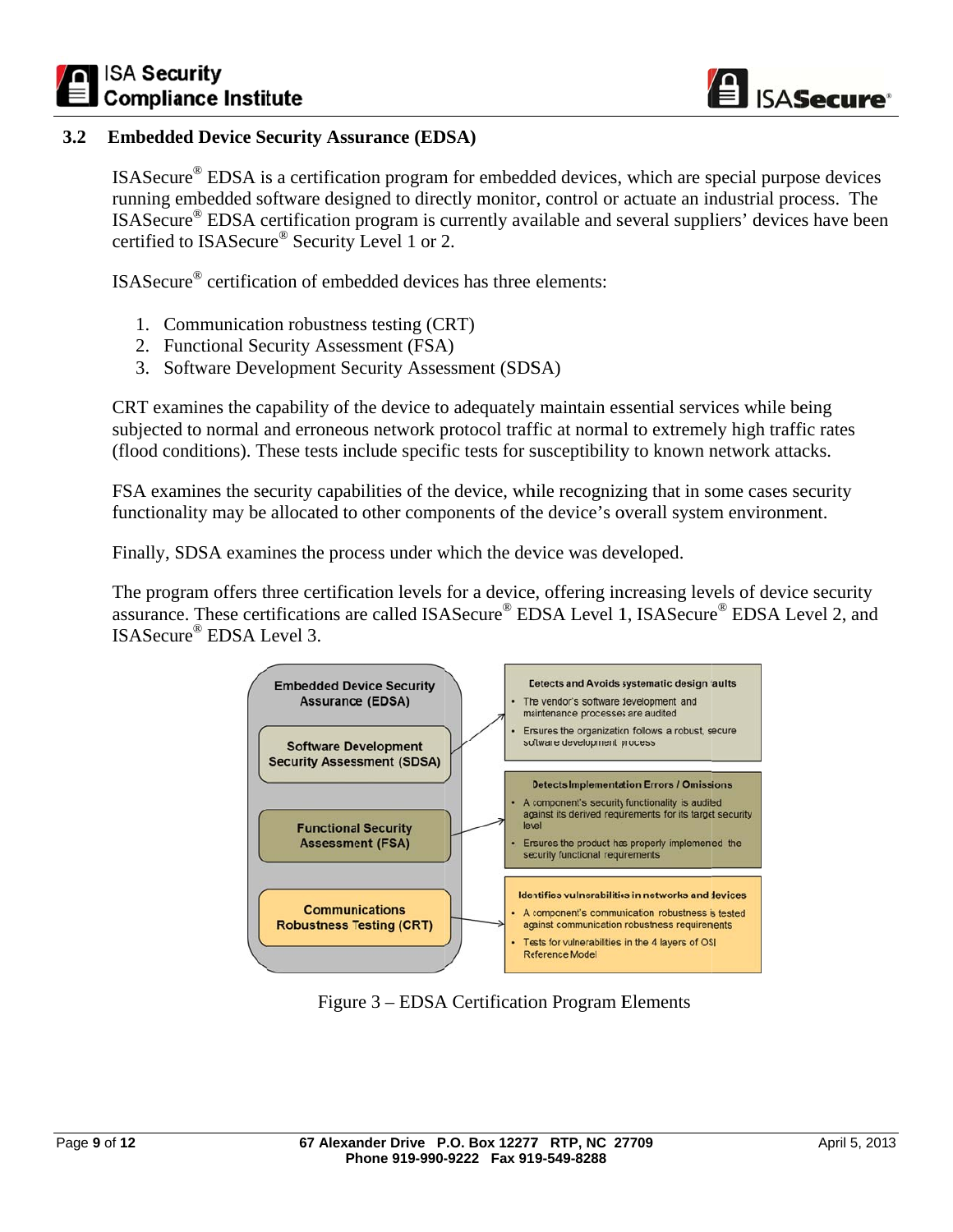## 3.2 Embedded Device Security Assurance (EDSA)

ISASecure® EDSA is a certification program for embedded devices, which are special purpose devices running embedded software designed to directly monitor, control or actuate an industrial process. The ISASecure® EDSA certification program is currently available and several suppliers' devices have been certified to ISASecure® Security Level 1 or 2.

ISASecure® certification of embedded devices has three elements:

1. Communication robustness testing (CRT)
2. Functional Security Assessment (FSA)
3. Software Development Security Assessment (SDSA)

CRT examines the capability of the device to adequately maintain essential services while being subjected to normal and erroneous network protocol traffic at normal to extremely high traffic rates (flood conditions). These tests include specific tests for susceptibility to known network attacks.

FSA examines the security capabilities of the device, while recognizing that in some cases security functionality may be allocated to other components of the device's overall system environment.

Finally, SDSA examines the process under which the device was developed.

The program offers three certification levels for a device, offering increasing levels of device security assurance. These certifications are called ISASecure® EDSA Level 1, ISASecure® EDSA Level 2, and ISASecure® EDSA Level 3.

Embedded Device Security Assurance (EDSA)

Software Development Security Assessment (SDSA)

Detects and Avoids systematic design faults
- The vendor's software development and maintenance processes are audited
- Ensures the organization follows a robust, secure software development process

Functional Security Assessment (FSA)

Detects Implementation Errors / Omissions
- A component's security functionality is audited against its derived requirements for its target security level
- Ensures the product has properly implemented the security functional requirements

Communications Robustness Testing (CRT)

Identifies vulnerabilities in networks and devices
- A component's communication robustness is tested against communication robustness requirements
- Tests for vulnerabilities in the 4 layers of OSI Reference Model

Figure 3 – EDSA Certification Program Elements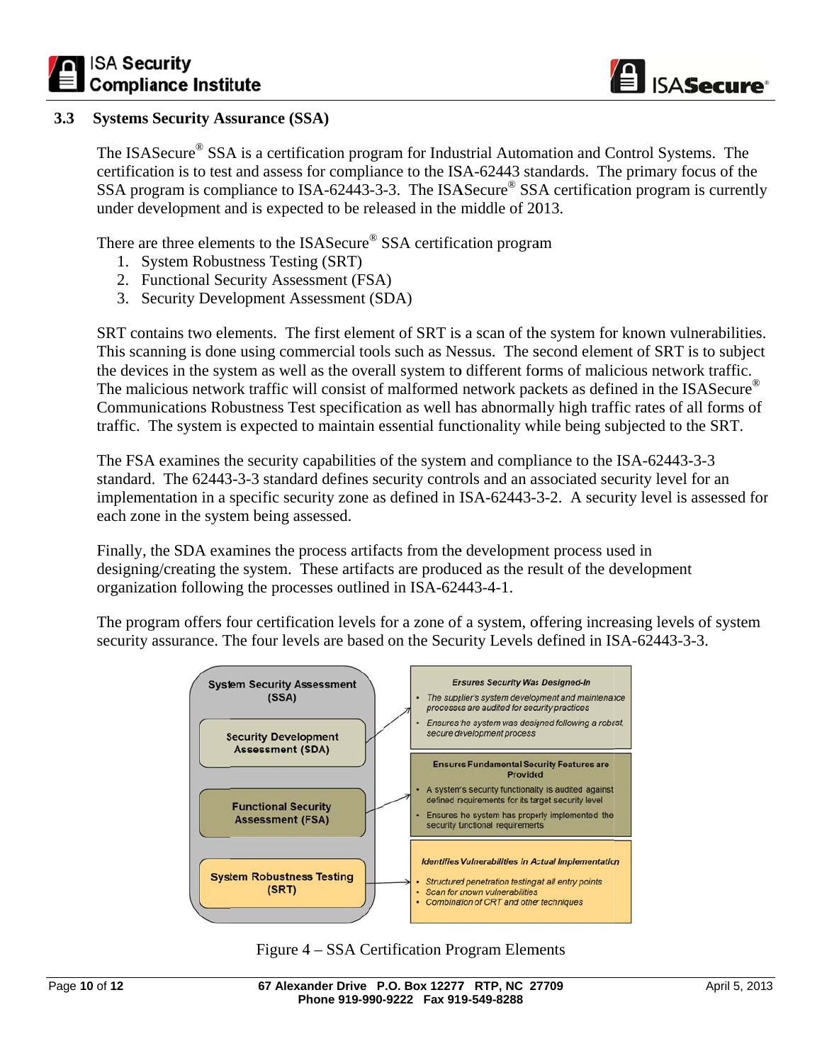### 3.3 Systems Security Assurance (SSA)

The ISASecure® SSA is a certification program for Industrial Automation and Control Systems. The certification is to test and assess for compliance to the ISA-62443 standards. The primary focus of the SSA program is compliance to ISA-62443-3-3. The ISASecure® SSA certification program is currently under development and is expected to be released in the middle of 2013.

There are three elements to the ISASecure® SSA certification program

1. System Robustness Testing (SRT)
2. Functional Security Assessment (FSA)
3. Security Development Assessment (SDA)

SRT contains two elements. The first element of SRT is a scan of the system for known vulnerabilities. This scanning is done using commercial tools such as Nessus. The second element of SRT is to subject the devices in the system as well as the overall system to different forms of malicious network traffic. The malicious network traffic will consist of malformed network packets as defined in the ISASecure® Communications Robustness Test specification as well has abnormally high traffic rates of all forms of traffic. The system is expected to maintain essential functionality while being subjected to the SRT.

The FSA examines the security capabilities of the system and compliance to the ISA-62443-3-3 standard. The 62443-3-3 standard defines security controls and an associated security level for an implementation in a specific security zone as defined in ISA-62443-3-2. A security level is assessed for each zone in the system being assessed.

Finally, the SDA examines the process artifacts from the development process used in designing/creating the system. These artifacts are produced as the result of the development organization following the processes outlined in ISA-62443-4-1.

The program offers four certification levels for a zone of a system, offering increasing levels of system security assurance. The four levels are based on the Security Levels defined in ISA-62443-3-3.

System Security Assessment (SSA)

Security Development Assessment (SDA)

Functional Security Assessment (FSA)

System Robustness Testing (SRT)

*Ensures Security Was Designed-In*

- *The supplier's system development and maintenance processes are audited for security practices*
- *Ensures the system was designed following a robust, secure development process*

**Ensures Fundamental Security Features are Provided**

- A system's security functionality is audited against defined requirements for its target security level
- Ensures the system has properly implemented the security functional requirements

*Identifies Vulnerabilities in Actual Implementation*

- *Structured penetration testing at all entry points*
- *Scan for known vulnerabilities*
- *Combination of CRT and other techniques*

Figure 4 – SSA Certification Program Elements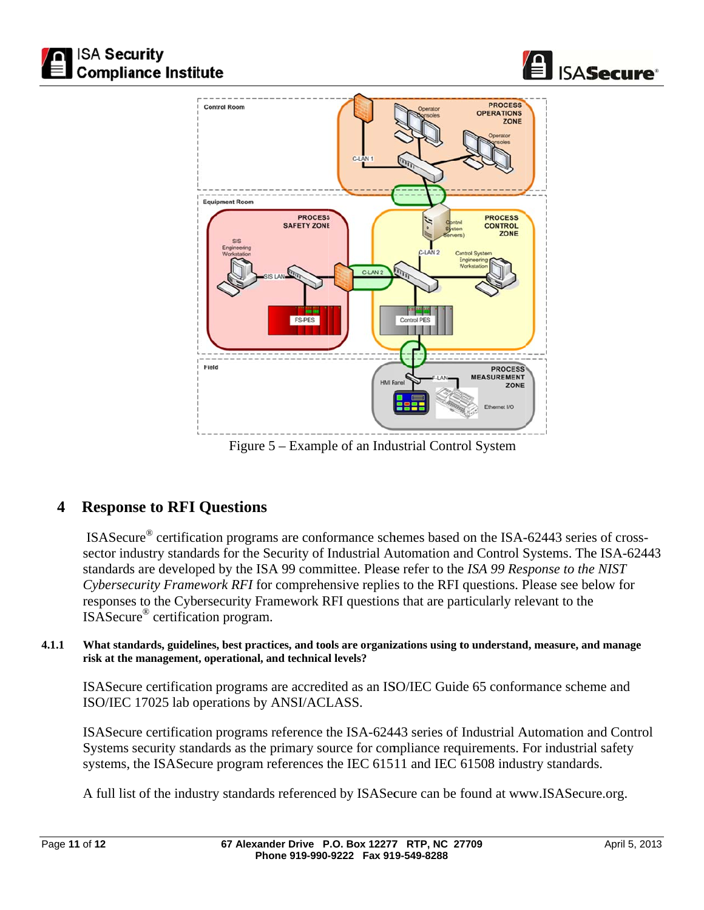Figure 5 – Example of an Industrial Control System

## 4 Response to RFI Questions

ISASecure® certification programs are conformance schemes based on the ISA-62443 series of cross-sector industry standards for the Security of Industrial Automation and Control Systems. The ISA-62443 standards are developed by the ISA 99 committee. Please refer to the *ISA 99 Response to the NIST Cybersecurity Framework RFI* for comprehensive replies to the RFI questions. Please see below for responses to the Cybersecurity Framework RFI questions that are particularly relevant to the ISASecure® certification program.

**4.1.1 What standards, guidelines, best practices, and tools are organizations using to understand, measure, and manage risk at the management, operational, and technical levels?**

ISASecure certification programs are accredited as an ISO/IEC Guide 65 conformance scheme and ISO/IEC 17025 lab operations by ANSI/ACLASS.

ISASecure certification programs reference the ISA-62443 series of Industrial Automation and Control Systems security standards as the primary source for compliance requirements. For industrial safety systems, the ISASecure program references the IEC 61511 and IEC 61508 industry standards.

A full list of the industry standards referenced by ISASecure can be found at www.ISASecure.org.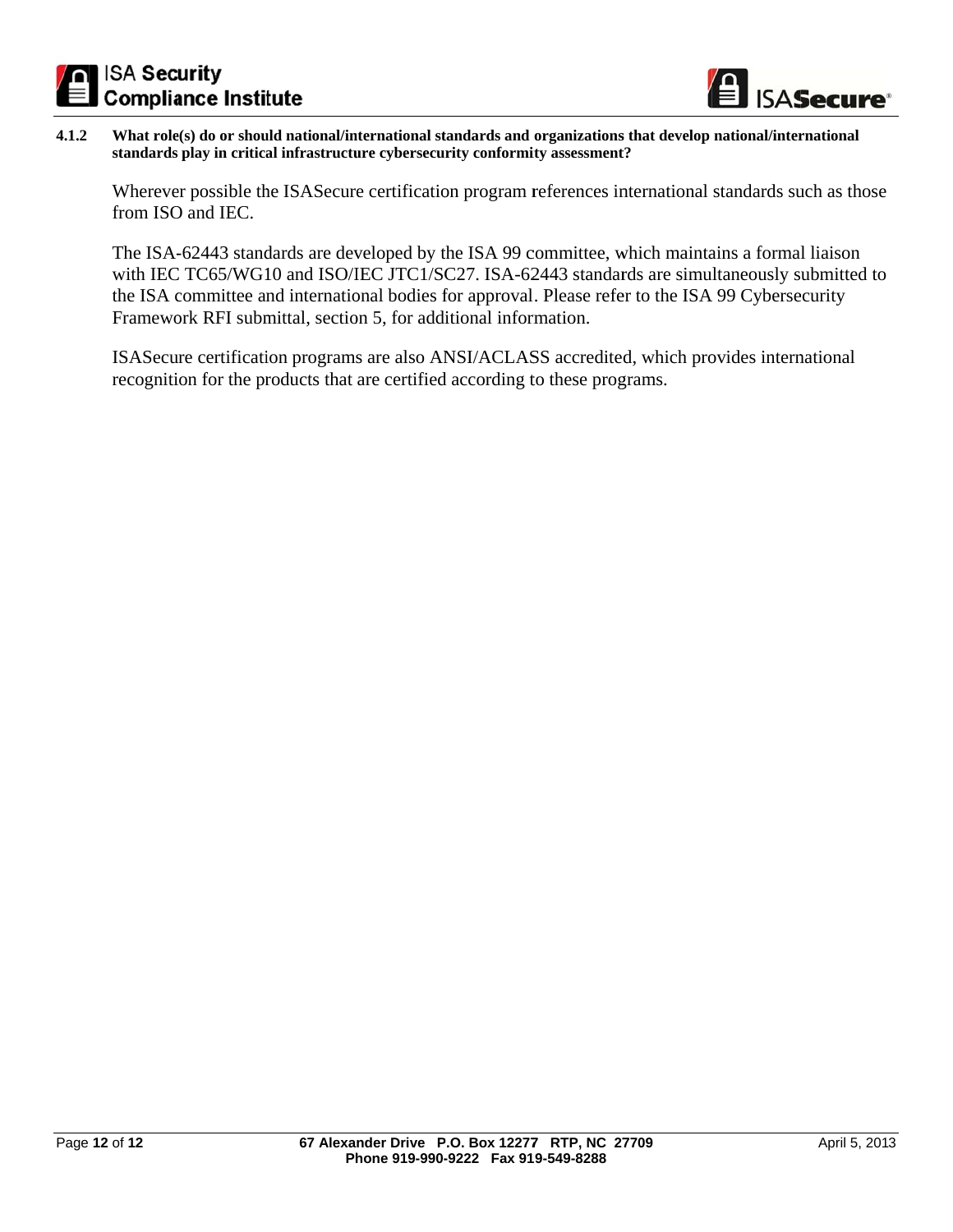#### 4.1.2 What role(s) do or should national/international standards and organizations that develop national/international standards play in critical infrastructure cybersecurity conformity assessment?

Wherever possible the ISASecure certification program references international standards such as those from ISO and IEC.

The ISA-62443 standards are developed by the ISA 99 committee, which maintains a formal liaison with IEC TC65/WG10 and ISO/IEC JTC1/SC27. ISA-62443 standards are simultaneously submitted to the ISA committee and international bodies for approval. Please refer to the ISA 99 Cybersecurity Framework RFI submittal, section 5, for additional information.

ISASecure certification programs are also ANSI/ACLASS accredited, which provides international recognition for the products that are certified according to these programs.